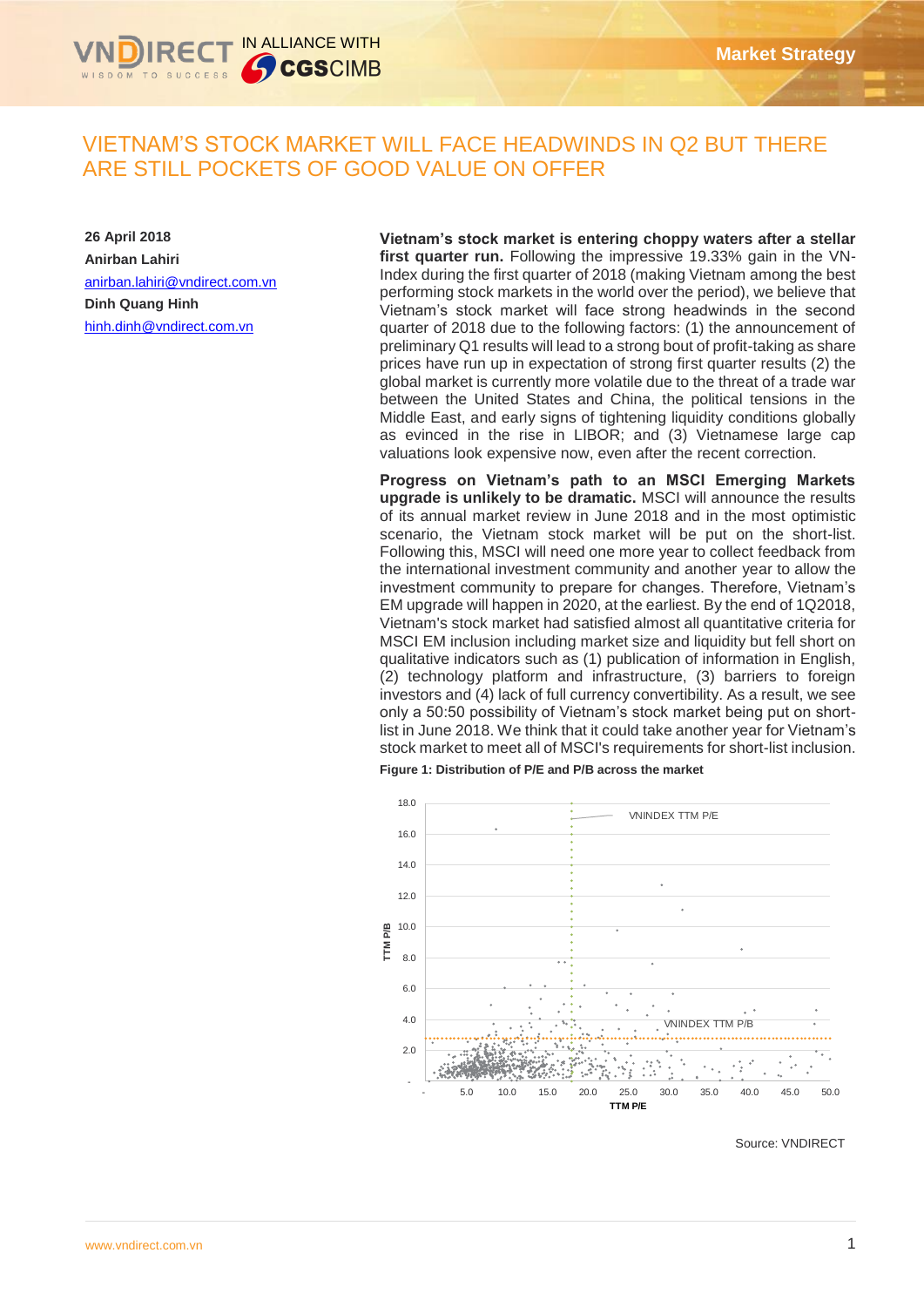# VIETNAM'S STOCK MARKET WILL FACE HEADWINDS IN Q2 BUT THERE ARE STILL POCKETS OF GOOD VALUE ON OFFER

**26 April 2018**

**Anirban Lahiri**

anirban.lahiri@vndirect.com.vn

**Dinh Quang Hinh**

hinh.dinh@vndirect.com.vn

**Vietnam's stock market is entering choppy waters after a stellar first quarter run.** Following the impressive 19.33% gain in the VN-Index during the first quarter of 2018 (making Vietnam among the best performing stock markets in the world over the period), we believe that Vietnam's stock market will face strong headwinds in the second quarter of 2018 due to the following factors: (1) the announcement of preliminary Q1 results will lead to a strong bout of profit-taking as share prices have run up in expectation of strong first quarter results (2) the global market is currently more volatile due to the threat of a trade war between the United States and China, the political tensions in the Middle East, and early signs of tightening liquidity conditions globally as evinced in the rise in LIBOR; and (3) Vietnamese large cap valuations look expensive now, even after the recent correction.

**Progress on Vietnam's path to an MSCI Emerging Markets upgrade is unlikely to be dramatic.** MSCI will announce the results of its annual market review in June 2018 and in the most optimistic scenario, the Vietnam stock market will be put on the short-list. Following this, MSCI will need one more year to collect feedback from the international investment community and another year to allow the investment community to prepare for changes. Therefore, Vietnam's EM upgrade will happen in 2020, at the earliest. By the end of 1Q2018, Vietnam's stock market had satisfied almost all quantitative criteria for MSCI EM inclusion including market size and liquidity but fell short on qualitative indicators such as (1) publication of information in English, (2) technology platform and infrastructure, (3) barriers to foreign investors and (4) lack of full currency convertibility. As a result, we see only a 50:50 possibility of Vietnam's stock market being put on short-list in June 2018. We think that it could take another year for Vietnam's stock market to meet all of MSCI's requirements for short-list inclusion.

**Figure 1: Distribution of P/E and P/B across the market**

Source: VNDIRECT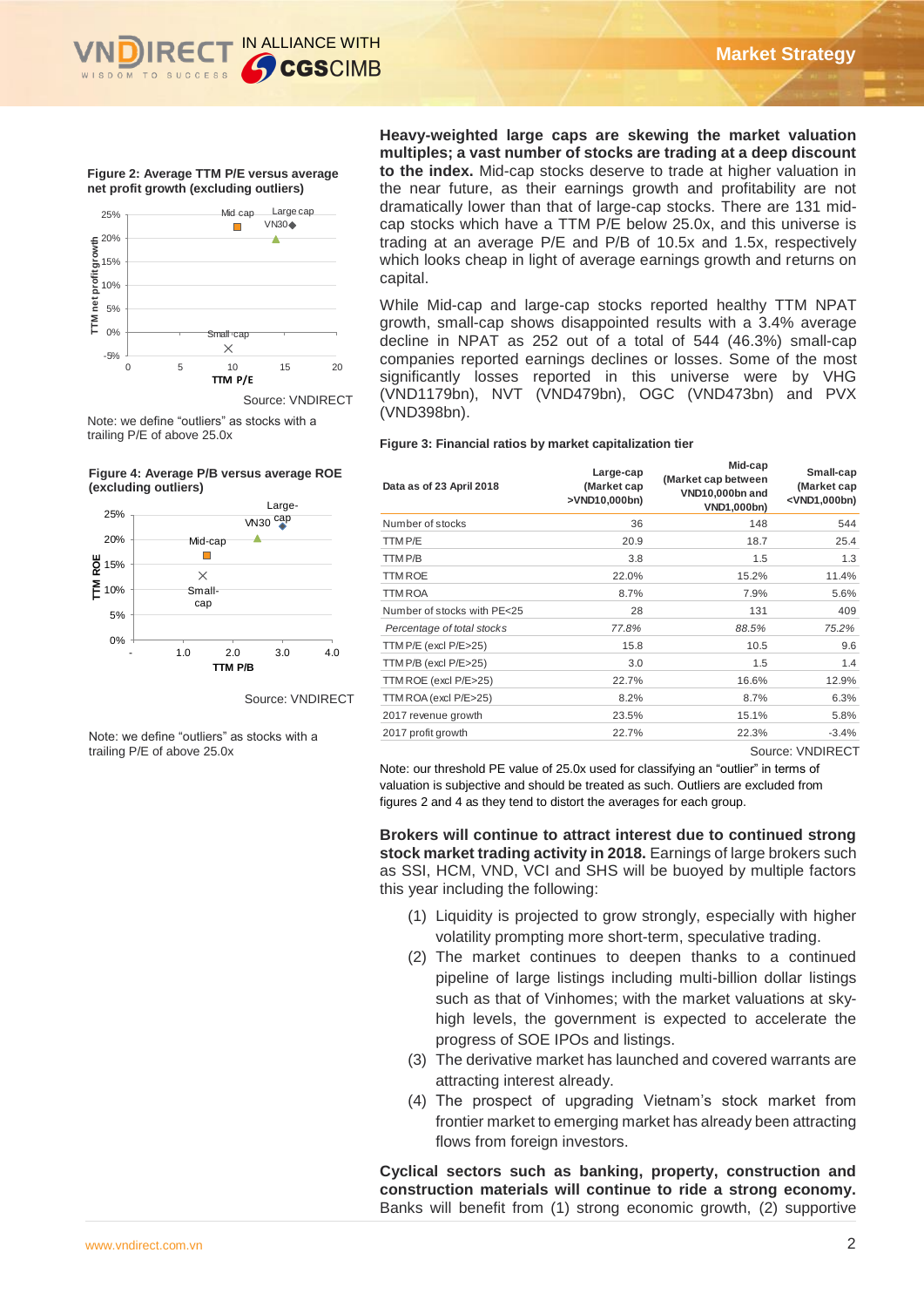**Figure 2: Average TTM P/E versus average net profit growth (excluding outliers)**

Source: VNDIRECT

Note: we define "outliers" as stocks with a trailing P/E of above 25.0x

**Figure 4: Average P/B versus average ROE (excluding outliers)**

Source: VNDIRECT

Note: we define "outliers" as stocks with a trailing P/E of above 25.0x

**Heavy-weighted large caps are skewing the market valuation multiples; a vast number of stocks are trading at a deep discount to the index.** Mid-cap stocks deserve to trade at higher valuation in the near future, as their earnings growth and profitability are not dramatically lower than that of large-cap stocks. There are 131 mid-cap stocks which have a TTM P/E below 25.0x, and this universe is trading at an average P/E and P/B of 10.5x and 1.5x, respectively which looks cheap in light of average earnings growth and returns on capital.

While Mid-cap and large-cap stocks reported healthy TTM NPAT growth, small-cap stocks disappointed results with a 3.4% average decline in NPAT as 252 out of a total of 544 (46.3%) small-cap companies reported earnings declines or losses. Some of the most significantly losses reported in this universe were by VHG (VND1179bn), NVT (VND479bn), OGC (VND473bn) and PVX (VND398bn).

**Figure 3: Financial ratios by market capitalization tier**

| Data as of 23 April 2018 | Large-cap (Market cap >VND10,000bn) | Mid-cap (Market cap between VND10,000bn and VND1,000bn) | Small-cap (Market cap <VND1,000bn) |
|---|---|---|---|
| Number of stocks | 36 | 148 | 544 |
| TTM P/E | 20.9 | 18.7 | 25.4 |
| TTM P/B | 3.8 | 1.5 | 1.3 |
| TTM ROE | 22.0% | 15.2% | 11.4% |
| TTM ROA | 8.7% | 7.9% | 5.6% |
| Number of stocks with PE<25 | 28 | 131 | 409 |
| *Percentage of total stocks* | *77.8%* | *88.5%* | *75.2%* |
| TTM P/E (excl P/E>25) | 15.8 | 10.5 | 9.6 |
| TTM P/B (excl P/E>25) | 3.0 | 1.5 | 1.4 |
| TTM ROE (excl P/E>25) | 22.7% | 16.6% | 12.9% |
| TTM ROA (excl P/E>25) | 8.2% | 8.7% | 6.3% |
| 2017 revenue growth | 23.5% | 15.1% | 5.8% |
| 2017 profit growth | 22.7% | 22.3% | -3.4% |

Source: VNDIRECT

Note: our threshold PE value of 25.0x used for classifying an "outlier" in terms of valuation is subjective and should be treated as such. Outliers are excluded from figures 2 and 4 as they tend to distort the averages for each group.

**Brokers will continue to attract interest due to continued strong stock market trading activity in 2018.** Earnings of large brokers such as SSI, HCM, VND, VCI and SHS will be buoyed by multiple factors this year including the following:

(1) Liquidity is projected to grow strongly, especially with higher volatility prompting more short-term, speculative trading.

(2) The market continues to deepen thanks to a continued pipeline of large listings including multi-billion dollar listings such as that of Vinhomes; with the market valuations at sky-high levels, the government is expected to accelerate the progress of SOE IPOs and listings.

(3) The derivative market has launched and covered warrants are attracting interest already.

(4) The prospect of upgrading Vietnam's stock market from frontier market to emerging market has already been attracting flows from foreign investors.

**Cyclical sectors such as banking, property, construction and construction materials will continue to ride a strong economy.** Banks will benefit from (1) strong economic growth, (2) supportive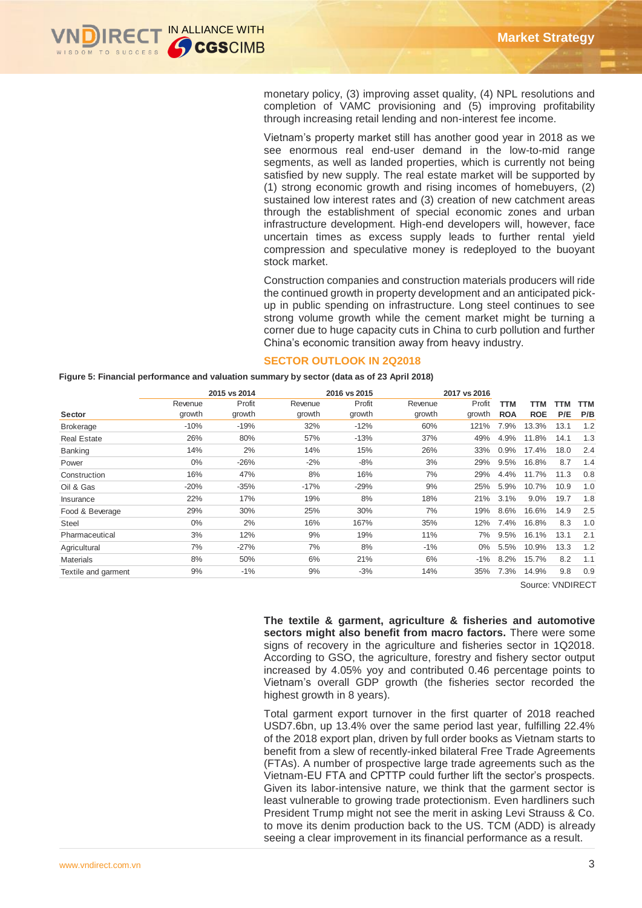monetary policy, (3) improving asset quality, (4) NPL resolutions and completion of VAMC provisioning and (5) improving profitability through increasing retail lending and non-interest fee income.

Vietnam's property market still has another good year in 2018 as we see enormous real end-user demand in the low-to-mid range segments, as well as landed properties, which is currently not being satisfied by new supply. The real estate market will be supported by (1) strong economic growth and rising incomes of homebuyers, (2) sustained low interest rates and (3) creation of new catchment areas through the establishment of special economic zones and urban infrastructure development. High-end developers will, however, face uncertain times as excess supply leads to further rental yield compression and speculative money is redeployed to the buoyant stock market.

Construction companies and construction materials producers will ride the continued growth in property development and an anticipated pick-up in public spending on infrastructure. Long steel continues to see strong volume growth while the cement market might be turning a corner due to huge capacity cuts in China to curb pollution and further China's economic transition away from heavy industry.

## SECTOR OUTLOOK IN 2Q2018

**Figure 5: Financial performance and valuation summary by sector (data as of 23 April 2018)**

| | 2015 vs 2014 | | 2016 vs 2015 | | 2017 vs 2016 | | | | | |
|---|---|---|---|---|---|---|---|---|---|---|
| **Sector** | Revenue growth | Profit growth | Revenue growth | Profit growth | Revenue growth | Profit growth | **TTM ROA** | **TTM ROE** | **TTM P/E** | **TTM P/B** |
| Brokerage | -10% | -19% | 32% | -12% | 60% | 121% | 7.9% | 13.3% | 13.1 | 1.2 |
| Real Estate | 26% | 80% | 57% | -13% | 37% | 49% | 4.9% | 11.8% | 14.1 | 1.3 |
| Banking | 14% | 2% | 14% | 15% | 26% | 33% | 0.9% | 17.4% | 18.0 | 2.4 |
| Power | 0% | -26% | -2% | -8% | 3% | 29% | 9.5% | 16.8% | 8.7 | 1.4 |
| Construction | 16% | 47% | 8% | 16% | 7% | 29% | 4.4% | 11.7% | 11.3 | 0.8 |
| Oil & Gas | -20% | -35% | -17% | -29% | 9% | 25% | 5.9% | 10.7% | 10.9 | 1.0 |
| Insurance | 22% | 17% | 19% | 8% | 18% | 21% | 3.1% | 9.0% | 19.7 | 1.8 |
| Food & Beverage | 29% | 30% | 25% | 30% | 7% | 19% | 8.6% | 16.6% | 14.9 | 2.5 |
| Steel | 0% | 2% | 16% | 167% | 35% | 12% | 7.4% | 16.8% | 8.3 | 1.0 |
| Pharmaceutical | 3% | 12% | 9% | 19% | 11% | 7% | 9.5% | 16.1% | 13.1 | 2.1 |
| Agricultural | 7% | -27% | 7% | 8% | -1% | 0% | 5.5% | 10.9% | 13.3 | 1.2 |
| Materials | 8% | 50% | 6% | 21% | 6% | -1% | 8.2% | 15.7% | 8.2 | 1.1 |
| Textile and garment | 9% | -1% | 9% | -3% | 14% | 35% | 7.3% | 14.9% | 9.8 | 0.9 |

Source: VNDIRECT

**The textile & garment, agriculture & fisheries and automotive sectors might also benefit from macro factors.** There were some signs of recovery in the agriculture and fisheries sector in 1Q2018. According to GSO, the agriculture, forestry and fishery sector output increased by 4.05% yoy and contributed 0.46 percentage points to Vietnam's overall GDP growth (the fisheries sector recorded the highest growth in 8 years).

Total garment export turnover in the first quarter of 2018 reached USD7.6bn, up 13.4% over the same period last year, fulfilling 22.4% of the 2018 export plan, driven by full order books as Vietnam starts to benefit from a slew of recently-inked bilateral Free Trade Agreements (FTAs). A number of prospective large trade agreements such as the Vietnam-EU FTA and CPTTP could further lift the sector's prospects. Given its labor-intensive nature, we think that the garment sector is least vulnerable to growing trade protectionism. Even hardliners such President Trump might not see the merit in asking Levi Strauss & Co. to move its denim production back to the US. TCM (ADD) is already seeing a clear improvement in its financial performance as a result.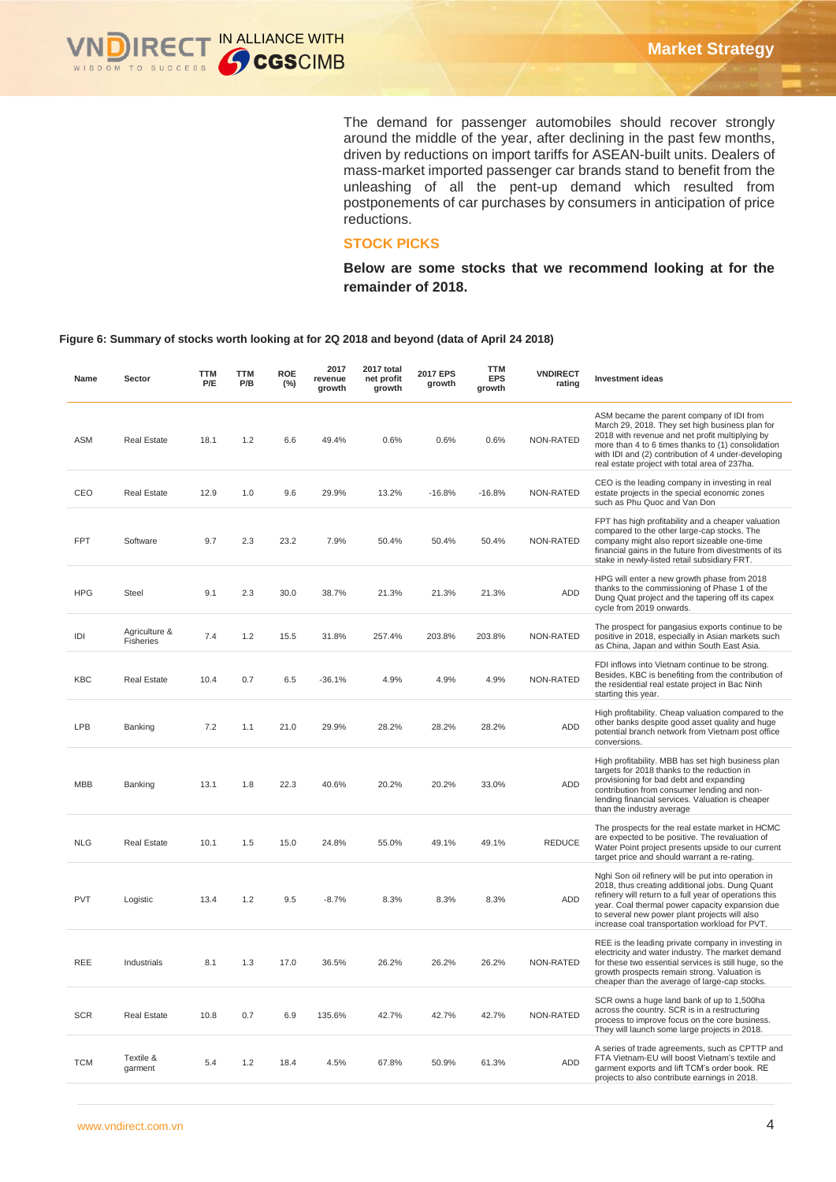The demand for passenger automobiles should recover strongly around the middle of the year, after declining in the past few months, driven by reductions on import tariffs for ASEAN-built units. Dealers of mass-market imported passenger car brands stand to benefit from the unleashing of all the pent-up demand which resulted from postponements of car purchases by consumers in anticipation of price reductions.

## STOCK PICKS

**Below are some stocks that we recommend looking at for the remainder of 2018.**

**Figure 6: Summary of stocks worth looking at for 2Q 2018 and beyond (data of April 24 2018)**

| Name | Sector | TTM P/E | TTM P/B | ROE (%) | 2017 revenue growth | 2017 total net profit growth | 2017 EPS growth | TTM EPS growth | VNDIRECT rating | Investment ideas |
|---|---|---|---|---|---|---|---|---|---|---|
| ASM | Real Estate | 18.1 | 1.2 | 6.6 | 49.4% | 0.6% | 0.6% | 0.6% | NON-RATED | ASM became the parent company of IDI from March 29, 2018. They set high business plan for 2018 with revenue and net profit multiplying by more than 4 to 6 times thanks to (1) consolidation with IDI and (2) contribution of 4 under-developing real estate project with total area of 237ha. |
| CEO | Real Estate | 12.9 | 1.0 | 9.6 | 29.9% | 13.2% | -16.8% | -16.8% | NON-RATED | CEO is the leading company in investing in real estate projects in the special economic zones such as Phu Quoc and Van Don |
| FPT | Software | 9.7 | 2.3 | 23.2 | 7.9% | 50.4% | 50.4% | 50.4% | NON-RATED | FPT has high profitability and a cheaper valuation compared to the other large-cap stocks. The company might also report sizeable one-time financial gains in the future from divestments of its stake in newly-listed retail subsidiary FRT. |
| HPG | Steel | 9.1 | 2.3 | 30.0 | 38.7% | 21.3% | 21.3% | 21.3% | ADD | HPG will enter a new growth phase from 2018 thanks to the commissioning of Phase 1 of the Dung Quat project and the tapering off its capex cycle from 2019 onwards. |
| IDI | Agriculture & Fisheries | 7.4 | 1.2 | 15.5 | 31.8% | 257.4% | 203.8% | 203.8% | NON-RATED | The prospect for pangasius exports continue to be positive in 2018, especially in Asian markets such as China, Japan and within South East Asia. |
| KBC | Real Estate | 10.4 | 0.7 | 6.5 | -36.1% | 4.9% | 4.9% | 4.9% | NON-RATED | FDI inflows into Vietnam continue to be strong. Besides, KBC is benefiting from the contribution of the residential real estate project in Bac Ninh starting this year. |
| LPB | Banking | 7.2 | 1.1 | 21.0 | 29.9% | 28.2% | 28.2% | 28.2% | ADD | High profitability. Cheap valuation compared to the other banks despite good asset quality and huge potential branch network from Vietnam post office conversions. |
| MBB | Banking | 13.1 | 1.8 | 22.3 | 40.6% | 20.2% | 20.2% | 33.0% | ADD | High profitability. MBB has set high business plan targets for 2018 thanks to the reduction in provisioning for bad debt and expanding contribution from consumer lending and non-lending financial services. Valuation is cheaper than the industry average |
| NLG | Real Estate | 10.1 | 1.5 | 15.0 | 24.8% | 55.0% | 49.1% | 49.1% | REDUCE | The prospects for the real estate market in HCMC are expected to be positive. The revaluation of Water Point project presents upside to our current target price and should warrant a re-rating. |
| PVT | Logistic | 13.4 | 1.2 | 9.5 | -8.7% | 8.3% | 8.3% | 8.3% | ADD | Nghi Son oil refinery will be put into operation in 2018, thus creating additional jobs. Dung Quant refinery will return to a full year of operations this year. Coal thermal power capacity expansion due to several new power plant projects will also increase coal transportation workload for PVT. |
| REE | Industrials | 8.1 | 1.3 | 17.0 | 36.5% | 26.2% | 26.2% | 26.2% | NON-RATED | REE is the leading private company in investing in electricity and water industry. The market demand for these two essential services is still huge, so the growth prospects remain strong. Valuation is cheaper than the average of large-cap stocks. |
| SCR | Real Estate | 10.8 | 0.7 | 6.9 | 135.6% | 42.7% | 42.7% | 42.7% | NON-RATED | SCR owns a huge land bank of up to 1,500ha across the country. SCR is in a restructuring process to improve focus on the core business. They will launch some large projects in 2018. |
| TCM | Textile & garment | 5.4 | 1.2 | 18.4 | 4.5% | 67.8% | 50.9% | 61.3% | ADD | A series of trade agreements, such as CPTTP and FTA Vietnam-EU will boost Vietnam's textile and garment exports and lift TCM's order book. RE projects to also contribute earnings in 2018. |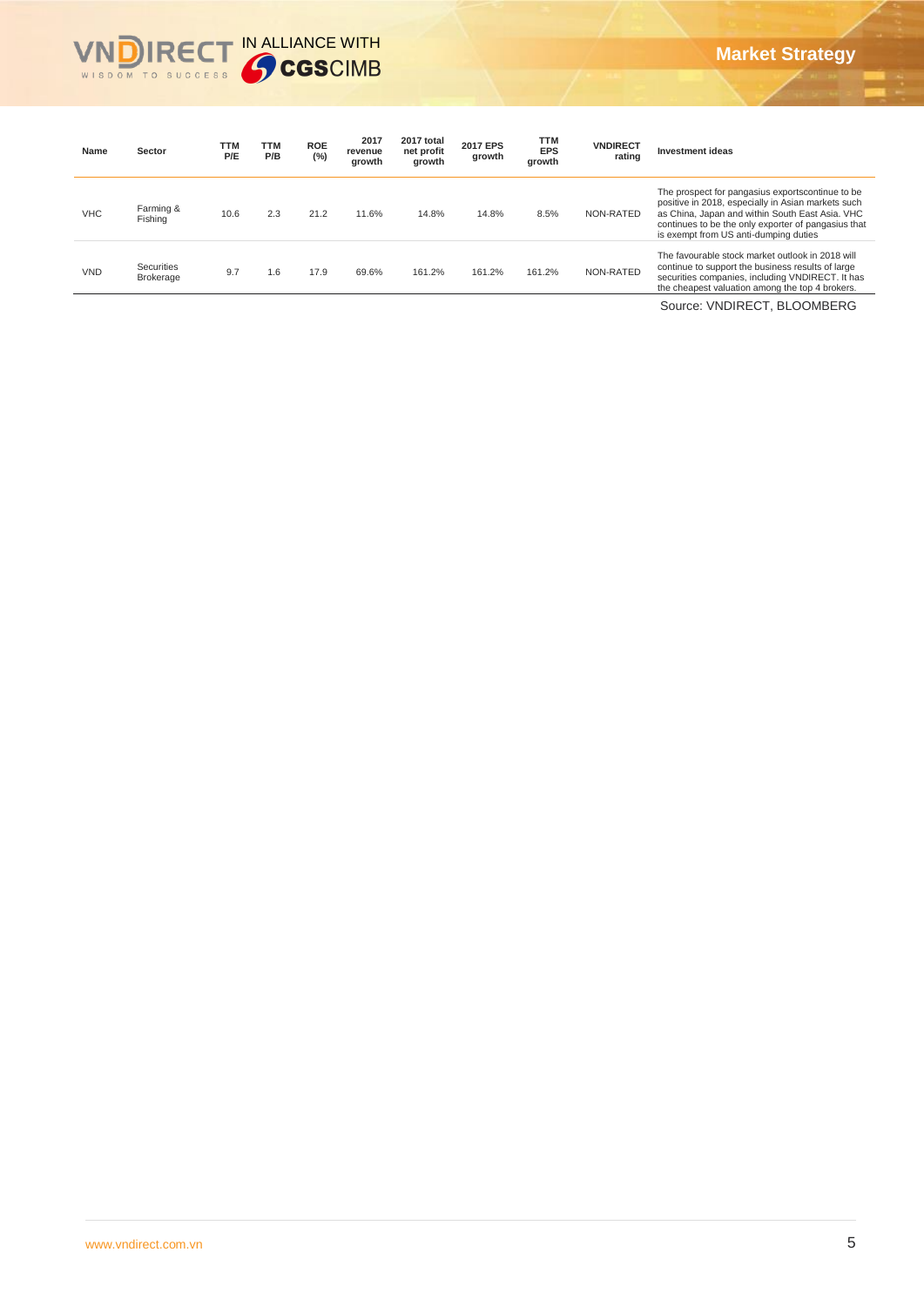| Name | Sector | TTM P/E | TTM P/B | ROE (%) | 2017 revenue growth | 2017 total net profit growth | 2017 EPS growth | TTM EPS growth | VNDIRECT rating | Investment ideas |
|---|---|---|---|---|---|---|---|---|---|---|
| VHC | Farming & Fishing | 10.6 | 2.3 | 21.2 | 11.6% | 14.8% | 14.8% | 8.5% | NON-RATED | The prospect for pangasius exportscontinue to be positive in 2018, especially in Asian markets such as China, Japan and within South East Asia. VHC continues to be the only exporter of pangasius that is exempt from US anti-dumping duties |
| VND | Securities Brokerage | 9.7 | 1.6 | 17.9 | 69.6% | 161.2% | 161.2% | 161.2% | NON-RATED | The favourable stock market outlook in 2018 will continue to support the business results of large securities companies, including VNDIRECT. It has the cheapest valuation among the top 4 brokers. |

Source: VNDIRECT, BLOOMBERG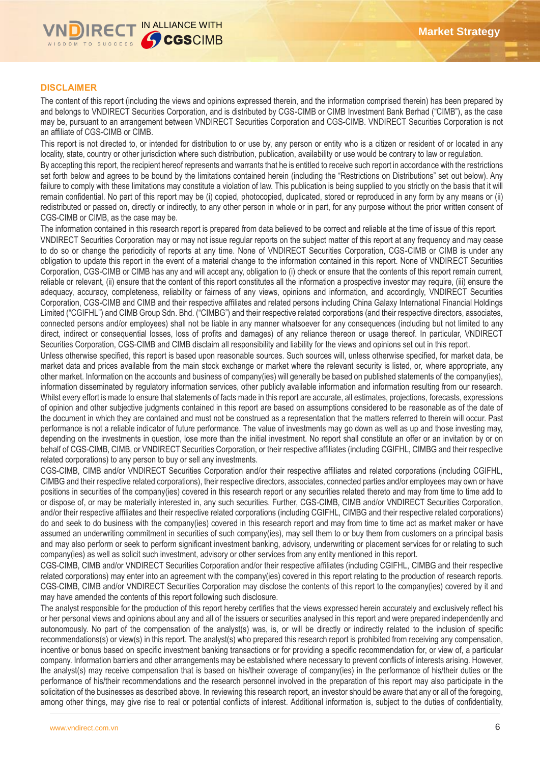## DISCLAIMER

The content of this report (including the views and opinions expressed therein, and the information comprised therein) has been prepared by and belongs to VNDIRECT Securities Corporation, and is distributed by CGS-CIMB or CIMB Investment Bank Berhad ("CIMB"), as the case may be, pursuant to an arrangement between VNDIRECT Securities Corporation and CGS-CIMB. VNDIRECT Securities Corporation is not an affiliate of CGS-CIMB or CIMB.

This report is not directed to, or intended for distribution to or use by, any person or entity who is a citizen or resident of or located in any locality, state, country or other jurisdiction where such distribution, publication, availability or use would be contrary to law or regulation.

By accepting this report, the recipient hereof represents and warrants that he is entitled to receive such report in accordance with the restrictions set forth below and agrees to be bound by the limitations contained herein (including the "Restrictions on Distributions" set out below). Any failure to comply with these limitations may constitute a violation of law. This publication is being supplied to you strictly on the basis that it will remain confidential. No part of this report may be (i) copied, photocopied, duplicated, stored or reproduced in any form by any means or (ii) redistributed or passed on, directly or indirectly, to any other person in whole or in part, for any purpose without the prior written consent of CGS-CIMB or CIMB, as the case may be.

The information contained in this research report is prepared from data believed to be correct and reliable at the time of issue of this report. VNDIRECT Securities Corporation may or may not issue regular reports on the subject matter of this report at any frequency and may cease to do so or change the periodicity of reports at any time. None of VNDIRECT Securities Corporation, CGS-CIMB or CIMB is under any obligation to update this report in the event of a material change to the information contained in this report. None of VNDIRECT Securities Corporation, CGS-CIMB or CIMB has any and will accept any, obligation to (i) check or ensure that the contents of this report remain current, reliable or relevant, (ii) ensure that the content of this report constitutes all the information a prospective investor may require, (iii) ensure the adequacy, accuracy, completeness, reliability or fairness of any views, opinions and information, and accordingly, VNDIRECT Securities Corporation, CGS-CIMB and CIMB and their respective affiliates and related persons including China Galaxy International Financial Holdings Limited ("CGIFHL") and CIMB Group Sdn. Bhd. ("CIMBG") and their respective related corporations (and their respective directors, associates, connected persons and/or employees) shall not be liable in any manner whatsoever for any consequences (including but not limited to any direct, indirect or consequential losses, loss of profits and damages) of any reliance thereon or usage thereof. In particular, VNDIRECT Securities Corporation, CGS-CIMB and CIMB disclaim all responsibility and liability for the views and opinions set out in this report.

Unless otherwise specified, this report is based upon reasonable sources. Such sources will, unless otherwise specified, for market data, be market data and prices available from the main stock exchange or market where the relevant security is listed, or, where appropriate, any other market. Information on the accounts and business of company(ies) will generally be based on published statements of the company(ies), information disseminated by regulatory information services, other publicly available information and information resulting from our research. Whilst every effort is made to ensure that statements of facts made in this report are accurate, all estimates, projections, forecasts, expressions of opinion and other subjective judgments contained in this report are based on assumptions considered to be reasonable as of the date of the document in which they are contained and must not be construed as a representation that the matters referred to therein will occur. Past performance is not a reliable indicator of future performance. The value of investments may go down as well as up and those investing may, depending on the investments in question, lose more than the initial investment. No report shall constitute an offer or an invitation by or on behalf of CGS-CIMB, CIMB, or VNDIRECT Securities Corporation, or their respective affiliates (including CGIFHL, CIMBG and their respective related corporations) to any person to buy or sell any investments.

CGS-CIMB, CIMB and/or VNDIRECT Securities Corporation and/or their respective affiliates and related corporations (including CGIFHL, CIMBG and their respective related corporations), their respective directors, associates, connected parties and/or employees may own or have positions in securities of the company(ies) covered in this research report or any securities related thereto and may from time to time add to or dispose of, or may be materially interested in, any such securities. Further, CGS-CIMB, CIMB and/or VNDIRECT Securities Corporation, and/or their respective affiliates and their respective related corporations (including CGIFHL, CIMBG and their respective related corporations) do and seek to do business with the company(ies) covered in this research report and may from time to time act as market maker or have assumed an underwriting commitment in securities of such company(ies), may sell them to or buy them from customers on a principal basis and may also perform or seek to perform significant investment banking, advisory, underwriting or placement services for or relating to such company(ies) as well as solicit such investment, advisory or other services from any entity mentioned in this report.

CGS-CIMB, CIMB and/or VNDIRECT Securities Corporation and/or their respective affiliates (including CGIFHL, CIMBG and their respective related corporations) may enter into an agreement with the company(ies) covered in this report relating to the production of research reports. CGS-CIMB, CIMB and/or VNDIRECT Securities Corporation may disclose the contents of this report to the company(ies) covered by it and may have amended the contents of this report following such disclosure.

The analyst responsible for the production of this report hereby certifies that the views expressed herein accurately and exclusively reflect his or her personal views and opinions about any and all of the issuers or securities analysed in this report and were prepared independently and autonomously. No part of the compensation of the analyst(s) was, is, or will be directly or indirectly related to the inclusion of specific recommendations(s) or view(s) in this report. The analyst(s) who prepared this research report is prohibited from receiving any compensation, incentive or bonus based on specific investment banking transactions or for providing a specific recommendation for, or view of, a particular company. Information barriers and other arrangements may be established where necessary to prevent conflicts of interests arising. However, the analyst(s) may receive compensation that is based on his/their coverage of company(ies) in the performance of his/their duties or the performance of his/their recommendations and the research personnel involved in the preparation of this report may also participate in the solicitation of the businesses as described above. In reviewing this research report, an investor should be aware that any or all of the foregoing, among other things, may give rise to real or potential conflicts of interest. Additional information is, subject to the duties of confidentiality,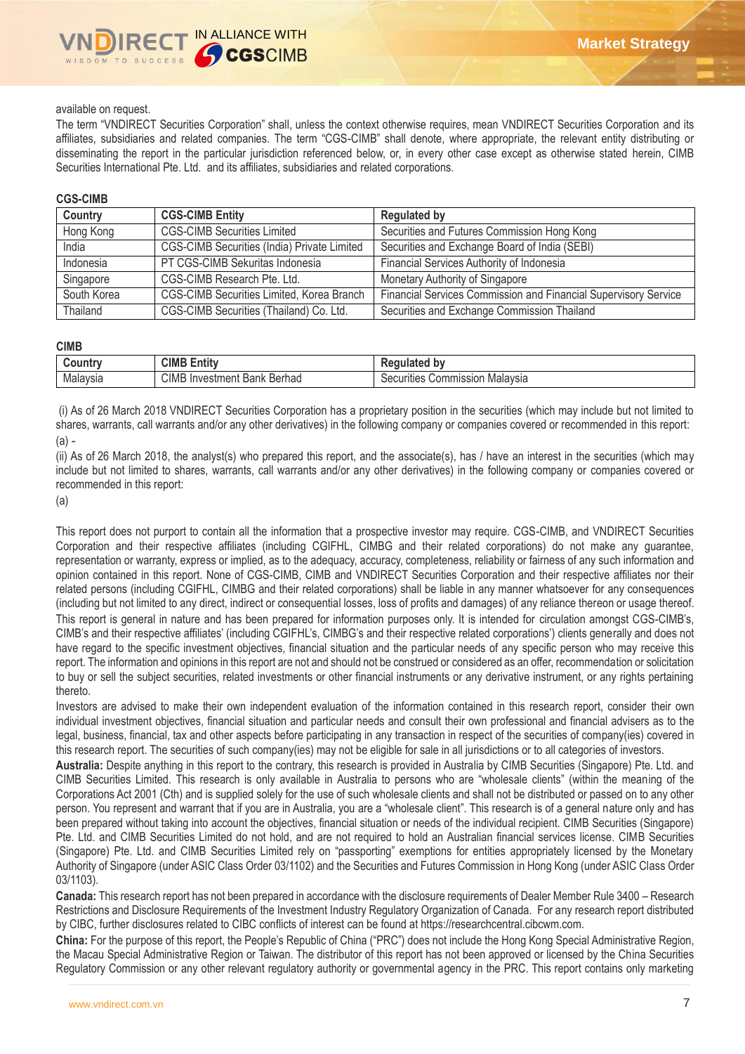available on request.

The term "VNDIRECT Securities Corporation" shall, unless the context otherwise requires, mean VNDIRECT Securities Corporation and its affiliates, subsidiaries and related companies. The term "CGS-CIMB" shall denote, where appropriate, the relevant entity distributing or disseminating the report in the particular jurisdiction referenced below, or, in every other case except as otherwise stated herein, CIMB Securities International Pte. Ltd. and its affiliates, subsidiaries and related corporations.

**CGS-CIMB**

| Country | CGS-CIMB Entity | Regulated by |
|---|---|---|
| Hong Kong | CGS-CIMB Securities Limited | Securities and Futures Commission Hong Kong |
| India | CGS-CIMB Securities (India) Private Limited | Securities and Exchange Board of India (SEBI) |
| Indonesia | PT CGS-CIMB Sekuritas Indonesia | Financial Services Authority of Indonesia |
| Singapore | CGS-CIMB Research Pte. Ltd. | Monetary Authority of Singapore |
| South Korea | CGS-CIMB Securities Limited, Korea Branch | Financial Services Commission and Financial Supervisory Service |
| Thailand | CGS-CIMB Securities (Thailand) Co. Ltd. | Securities and Exchange Commission Thailand |

**CIMB**

| Country | CIMB Entity | Regulated by |
|---|---|---|
| Malaysia | CIMB Investment Bank Berhad | Securities Commission Malaysia |

(i) As of 26 March 2018 VNDIRECT Securities Corporation has a proprietary position in the securities (which may include but not limited to shares, warrants, call warrants and/or any other derivatives) in the following company or companies covered or recommended in this report:

(a) -

(ii) As of 26 March 2018, the analyst(s) who prepared this report, and the associate(s), has / have an interest in the securities (which may include but not limited to shares, warrants, call warrants and/or any other derivatives) in the following company or companies covered or recommended in this report:

(a)

This report does not purport to contain all the information that a prospective investor may require. CGS-CIMB, and VNDIRECT Securities Corporation and their respective affiliates (including CGIFHL, CIMBG and their related corporations) do not make any guarantee, representation or warranty, express or implied, as to the adequacy, accuracy, completeness, reliability or fairness of any such information and opinion contained in this report. None of CGS-CIMB, CIMB and VNDIRECT Securities Corporation and their respective affiliates nor their related persons (including CGIFHL, CIMBG and their related corporations) shall be liable in any manner whatsoever for any consequences (including but not limited to any direct, indirect or consequential losses, loss of profits and damages) of any reliance thereon or usage thereof.

This report is general in nature and has been prepared for information purposes only. It is intended for circulation amongst CGS-CIMB's, CIMB's and their respective affiliates' (including CGIFHL's, CIMBG's and their respective related corporations') clients generally and does not have regard to the specific investment objectives, financial situation and the particular needs of any specific person who may receive this report. The information and opinions in this report are not and should not be construed or considered as an offer, recommendation or solicitation to buy or sell the subject securities, related investments or other financial instruments or any derivative instrument, or any rights pertaining thereto.

Investors are advised to make their own independent evaluation of the information contained in this research report, consider their own individual investment objectives, financial situation and particular needs and consult their own professional and financial advisers as to the legal, business, financial, tax and other aspects before participating in any transaction in respect of the securities of company(ies) covered in this research report. The securities of such company(ies) may not be eligible for sale in all jurisdictions or to all categories of investors.

**Australia:** Despite anything in this report to the contrary, this research is provided in Australia by CIMB Securities (Singapore) Pte. Ltd. and CIMB Securities Limited. This research is only available in Australia to persons who are "wholesale clients" (within the meaning of the Corporations Act 2001 (Cth) and is supplied solely for the use of such wholesale clients and shall not be distributed or passed on to any other person. You represent and warrant that if you are in Australia, you are a "wholesale client". This research is of a general nature only and has been prepared without taking into account the objectives, financial situation or needs of the individual recipient. CIMB Securities (Singapore) Pte. Ltd. and CIMB Securities Limited do not hold, and are not required to hold an Australian financial services license. CIMB Securities (Singapore) Pte. Ltd. and CIMB Securities Limited rely on "passporting" exemptions for entities appropriately licensed by the Monetary Authority of Singapore (under ASIC Class Order 03/1102) and the Securities and Futures Commission in Hong Kong (under ASIC Class Order 03/1103).

**Canada:** This research report has not been prepared in accordance with the disclosure requirements of Dealer Member Rule 3400 – Research Restrictions and Disclosure Requirements of the Investment Industry Regulatory Organization of Canada. For any research report distributed by CIBC, further disclosures related to CIBC conflicts of interest can be found at https://researchcentral.cibcwm.com.

**China:** For the purpose of this report, the People's Republic of China ("PRC") does not include the Hong Kong Special Administrative Region, the Macau Special Administrative Region or Taiwan. The distributor of this report has not been approved or licensed by the China Securities Regulatory Commission or any other relevant regulatory authority or governmental agency in the PRC. This report contains only marketing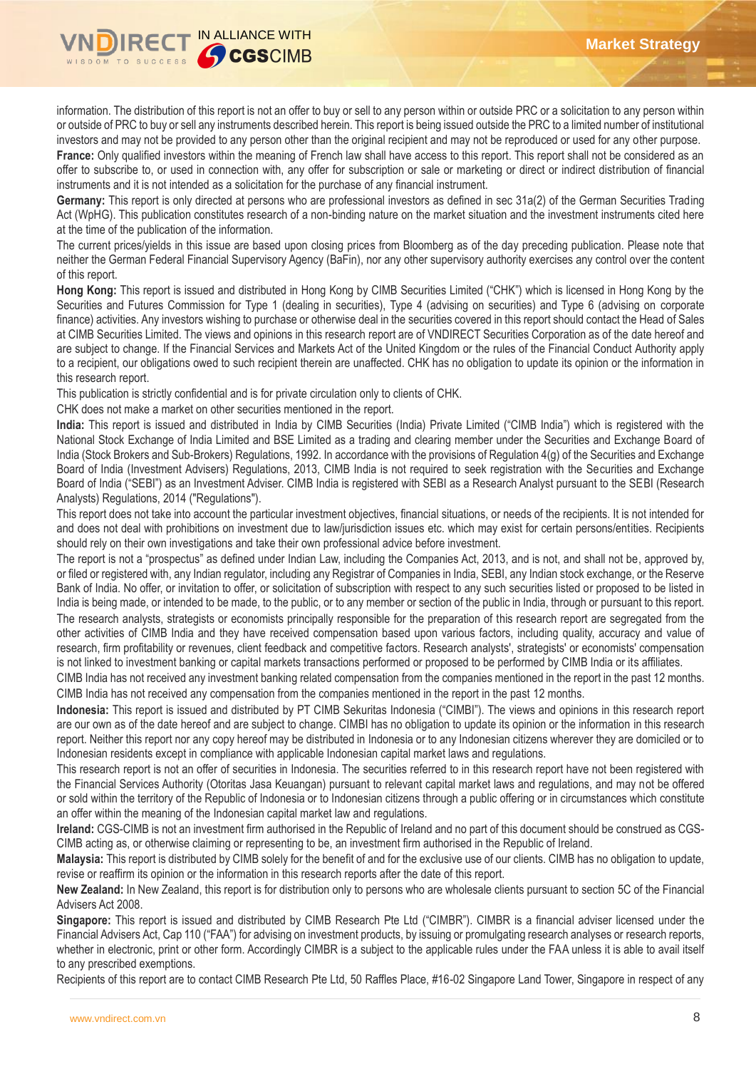information. The distribution of this report is not an offer to buy or sell to any person within or outside PRC or a solicitation to any person within or outside of PRC to buy or sell any instruments described herein. This report is being issued outside the PRC to a limited number of institutional investors and may not be provided to any person other than the original recipient and may not be reproduced or used for any other purpose.

**France:** Only qualified investors within the meaning of French law shall have access to this report. This report shall not be considered as an offer to subscribe to, or used in connection with, any offer for subscription or sale or marketing or direct or indirect distribution of financial instruments and it is not intended as a solicitation for the purchase of any financial instrument.

**Germany:** This report is only directed at persons who are professional investors as defined in sec 31a(2) of the German Securities Trading Act (WpHG). This publication constitutes research of a non-binding nature on the market situation and the investment instruments cited here at the time of the publication of the information.

The current prices/yields in this issue are based upon closing prices from Bloomberg as of the day preceding publication. Please note that neither the German Federal Financial Supervisory Agency (BaFin), nor any other supervisory authority exercises any control over the content of this report.

**Hong Kong:** This report is issued and distributed in Hong Kong by CIMB Securities Limited ("CHK") which is licensed in Hong Kong by the Securities and Futures Commission for Type 1 (dealing in securities), Type 4 (advising on securities) and Type 6 (advising on corporate finance) activities. Any investors wishing to purchase or otherwise deal in the securities covered in this report should contact the Head of Sales at CIMB Securities Limited. The views and opinions in this research report are of VNDIRECT Securities Corporation as of the date hereof and are subject to change. If the Financial Services and Markets Act of the United Kingdom or the rules of the Financial Conduct Authority apply to a recipient, our obligations owed to such recipient therein are unaffected. CHK has no obligation to update its opinion or the information in this research report.

This publication is strictly confidential and is for private circulation only to clients of CHK.

CHK does not make a market on other securities mentioned in the report.

**India:** This report is issued and distributed in India by CIMB Securities (India) Private Limited ("CIMB India") which is registered with the National Stock Exchange of India Limited and BSE Limited as a trading and clearing member under the Securities and Exchange Board of India (Stock Brokers and Sub-Brokers) Regulations, 1992. In accordance with the provisions of Regulation 4(g) of the Securities and Exchange Board of India (Investment Advisers) Regulations, 2013, CIMB India is not required to seek registration with the Securities and Exchange Board of India ("SEBI") as an Investment Adviser. CIMB India is registered with SEBI as a Research Analyst pursuant to the SEBI (Research Analysts) Regulations, 2014 ("Regulations").

This report does not take into account the particular investment objectives, financial situations, or needs of the recipients. It is not intended for and does not deal with prohibitions on investment due to law/jurisdiction issues etc. which may exist for certain persons/entities. Recipients should rely on their own investigations and take their own professional advice before investment.

The report is not a "prospectus" as defined under Indian Law, including the Companies Act, 2013, and is not, and shall not be, approved by, or filed or registered with, any Indian regulator, including any Registrar of Companies in India, SEBI, any Indian stock exchange, or the Reserve Bank of India. No offer, or invitation to offer, or solicitation of subscription with respect to any such securities listed or proposed to be listed in India is being made, or intended to be made, to the public, or to any member or section of the public in India, through or pursuant to this report.

The research analysts, strategists or economists principally responsible for the preparation of this research report are segregated from the other activities of CIMB India and they have received compensation based upon various factors, including quality, accuracy and value of research, firm profitability or revenues, client feedback and competitive factors. Research analysts', strategists' or economists' compensation is not linked to investment banking or capital markets transactions performed or proposed to be performed by CIMB India or its affiliates.

CIMB India has not received any investment banking related compensation from the companies mentioned in the report in the past 12 months.

CIMB India has not received any compensation from the companies mentioned in the report in the past 12 months.

**Indonesia:** This report is issued and distributed by PT CIMB Sekuritas Indonesia ("CIMBI"). The views and opinions in this research report are our own as of the date hereof and are subject to change. CIMBI has no obligation to update its opinion or the information in this research report. Neither this report nor any copy hereof may be distributed in Indonesia or to any Indonesian citizens wherever they are domiciled or to Indonesian residents except in compliance with applicable Indonesian capital market laws and regulations.

This research report is not an offer of securities in Indonesia. The securities referred to in this research report have not been registered with the Financial Services Authority (Otoritas Jasa Keuangan) pursuant to relevant capital market laws and regulations, and may not be offered or sold within the territory of the Republic of Indonesia or to Indonesian citizens through a public offering or in circumstances which constitute an offer within the meaning of the Indonesian capital market law and regulations.

**Ireland:** CGS-CIMB is not an investment firm authorised in the Republic of Ireland and no part of this document should be construed as CGS-CIMB acting as, or otherwise claiming or representing to be, an investment firm authorised in the Republic of Ireland.

**Malaysia:** This report is distributed by CIMB solely for the benefit of and for the exclusive use of our clients. CIMB has no obligation to update, revise or reaffirm its opinion or the information in this research reports after the date of this report.

**New Zealand:** In New Zealand, this report is for distribution only to persons who are wholesale clients pursuant to section 5C of the Financial Advisers Act 2008.

**Singapore:** This report is issued and distributed by CIMB Research Pte Ltd ("CIMBR"). CIMBR is a financial adviser licensed under the Financial Advisers Act, Cap 110 ("FAA") for advising on investment products, by issuing or promulgating research analyses or research reports, whether in electronic, print or other form. Accordingly CIMBR is a subject to the applicable rules under the FAA unless it is able to avail itself to any prescribed exemptions.

Recipients of this report are to contact CIMB Research Pte Ltd, 50 Raffles Place, #16-02 Singapore Land Tower, Singapore in respect of any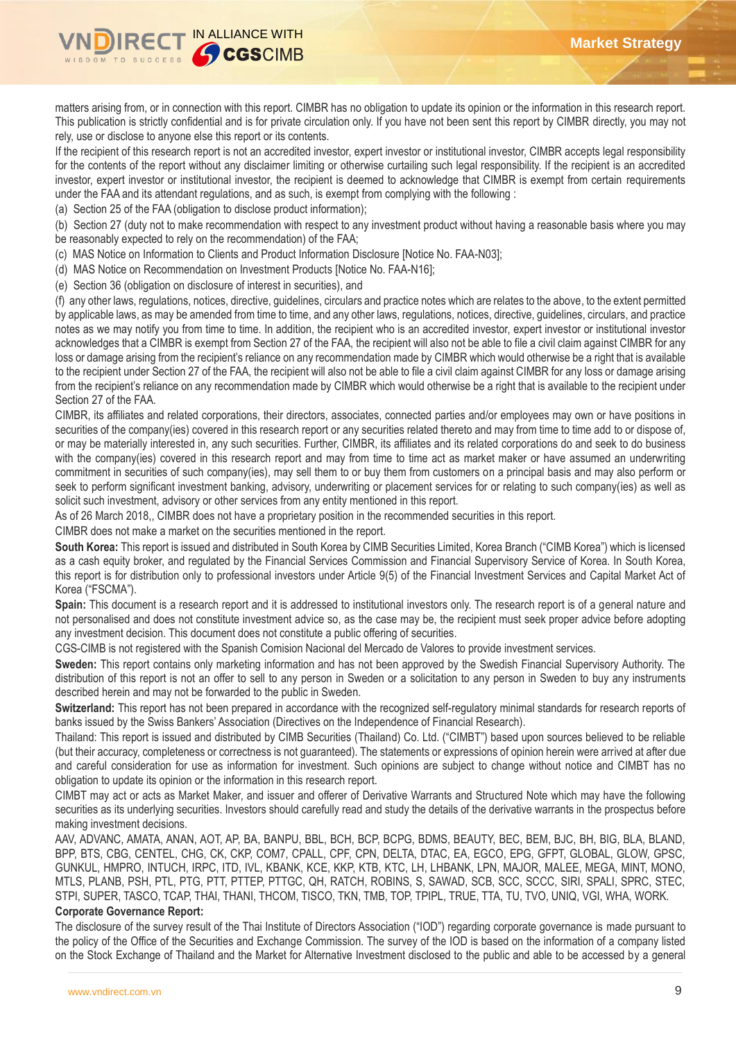matters arising from, or in connection with this report. CIMBR has no obligation to update its opinion or the information in this research report. This publication is strictly confidential and is for private circulation only. If you have not been sent this report by CIMBR directly, you may not rely, use or disclose to anyone else this report or its contents.

If the recipient of this research report is not an accredited investor, expert investor or institutional investor, CIMBR accepts legal responsibility for the contents of the report without any disclaimer limiting or otherwise curtailing such legal responsibility. If the recipient is an accredited investor, expert investor or institutional investor, the recipient is deemed to acknowledge that CIMBR is exempt from certain requirements under the FAA and its attendant regulations, and as such, is exempt from complying with the following :

(a) Section 25 of the FAA (obligation to disclose product information);

(b) Section 27 (duty not to make recommendation with respect to any investment product without having a reasonable basis where you may be reasonably expected to rely on the recommendation) of the FAA;

(c) MAS Notice on Information to Clients and Product Information Disclosure [Notice No. FAA-N03];

(d) MAS Notice on Recommendation on Investment Products [Notice No. FAA-N16];

(e) Section 36 (obligation on disclosure of interest in securities), and

(f) any other laws, regulations, notices, directive, guidelines, circulars and practice notes which are relates to the above, to the extent permitted by applicable laws, as may be amended from time to time, and any other laws, regulations, notices, directive, guidelines, circulars, and practice notes as we may notify you from time to time. In addition, the recipient who is an accredited investor, expert investor or institutional investor acknowledges that a CIMBR is exempt from Section 27 of the FAA, the recipient will also not be able to file a civil claim against CIMBR for any loss or damage arising from the recipient's reliance on any recommendation made by CIMBR which would otherwise be a right that is available to the recipient under Section 27 of the FAA, the recipient will also not be able to file a civil claim against CIMBR for any loss or damage arising from the recipient's reliance on any recommendation made by CIMBR which would otherwise be a right that is available to the recipient under Section 27 of the FAA.

CIMBR, its affiliates and related corporations, their directors, associates, connected parties and/or employees may own or have positions in securities of the company(ies) covered in this research report or any securities related thereto and may from time to time add to or dispose of, or may be materially interested in, any such securities. Further, CIMBR, its affiliates and its related corporations do and seek to do business with the company(ies) covered in this research report and may from time to time act as market maker or have assumed an underwriting commitment in securities of such company(ies), may sell them to or buy them from customers on a principal basis and may also perform or seek to perform significant investment banking, advisory, underwriting or placement services for or relating to such company(ies) as well as solicit such investment, advisory or other services from any entity mentioned in this report.

As of 26 March 2018,, CIMBR does not have a proprietary position in the recommended securities in this report.

CIMBR does not make a market on the securities mentioned in the report.

**South Korea:** This report is issued and distributed in South Korea by CIMB Securities Limited, Korea Branch ("CIMB Korea") which is licensed as a cash equity broker, and regulated by the Financial Services Commission and Financial Supervisory Service of Korea. In South Korea, this report is for distribution only to professional investors under Article 9(5) of the Financial Investment Services and Capital Market Act of Korea ("FSCMA").

**Spain:** This document is a research report and it is addressed to institutional investors only. The research report is of a general nature and not personalised and does not constitute investment advice so, as the case may be, the recipient must seek proper advice before adopting any investment decision. This document does not constitute a public offering of securities.

CGS-CIMB is not registered with the Spanish Comision Nacional del Mercado de Valores to provide investment services.

**Sweden:** This report contains only marketing information and has not been approved by the Swedish Financial Supervisory Authority. The distribution of this report is not an offer to sell to any person in Sweden or a solicitation to any person in Sweden to buy any instruments described herein and may not be forwarded to the public in Sweden.

**Switzerland:** This report has not been prepared in accordance with the recognized self-regulatory minimal standards for research reports of banks issued by the Swiss Bankers' Association (Directives on the Independence of Financial Research).

Thailand: This report is issued and distributed by CIMB Securities (Thailand) Co. Ltd. ("CIMBT") based upon sources believed to be reliable (but their accuracy, completeness or correctness is not guaranteed). The statements or expressions of opinion herein were arrived at after due and careful consideration for use as information for investment. Such opinions are subject to change without notice and CIMBT has no obligation to update its opinion or the information in this research report.

CIMBT may act or acts as Market Maker, and issuer and offerer of Derivative Warrants and Structured Note which may have the following securities as its underlying securities. Investors should carefully read and study the details of the derivative warrants in the prospectus before making investment decisions.

AAV, ADVANC, AMATA, ANAN, AOT, AP, BA, BANPU, BBL, BCH, BCP, BCPG, BDMS, BEAUTY, BEC, BEM, BJC, BH, BIG, BLA, BLAND, BPP, BTS, CBG, CENTEL, CHG, CK, CKP, COM7, CPALL, CPF, CPN, DELTA, DTAC, EA, EGCO, EPG, GFPT, GLOBAL, GLOW, GPSC, GUNKUL, HMPRO, INTUCH, IRPC, ITD, IVL, KBANK, KCE, KKP, KTB, KTC, LH, LHBANK, LPN, MAJOR, MALEE, MEGA, MINT, MONO, MTLS, PLANB, PSH, PTL, PTG, PTT, PTTEP, PTTGC, QH, RATCH, ROBINS, S, SAWAD, SCB, SCC, SCCC, SIRI, SPALI, SPRC, STEC, STPI, SUPER, TASCO, TCAP, THAI, THANI, THCOM, TISCO, TKN, TMB, TOP, TPIPL, TRUE, TTA, TU, TVO, UNIQ, VGI, WHA, WORK.

**Corporate Governance Report:**

The disclosure of the survey result of the Thai Institute of Directors Association ("IOD") regarding corporate governance is made pursuant to the policy of the Office of the Securities and Exchange Commission. The survey of the IOD is based on the information of a company listed on the Stock Exchange of Thailand and the Market for Alternative Investment disclosed to the public and able to be accessed by a general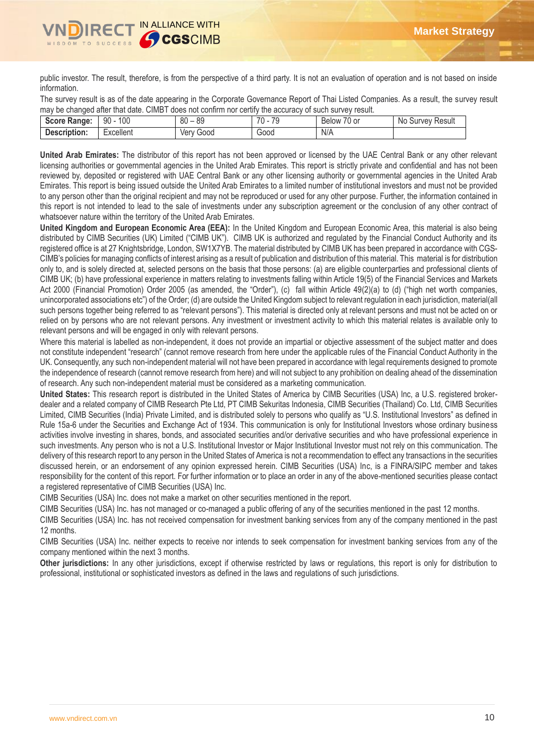public investor. The result, therefore, is from the perspective of a third party. It is not an evaluation of operation and is not based on inside information.

The survey result is as of the date appearing in the Corporate Governance Report of Thai Listed Companies. As a result, the survey result may be changed after that date. CIMBT does not confirm nor certify the accuracy of such survey result.

| **Score Range:** | 90 - 100 | 80 – 89 | 70 - 79 | Below 70 or | No Survey Result |
|---|---|---|---|---|---|
| **Description:** | Excellent | Very Good | Good | N/A | |

**United Arab Emirates:** The distributor of this report has not been approved or licensed by the UAE Central Bank or any other relevant licensing authorities or governmental agencies in the United Arab Emirates. This report is strictly private and confidential and has not been reviewed by, deposited or registered with UAE Central Bank or any other licensing authority or governmental agencies in the United Arab Emirates. This report is being issued outside the United Arab Emirates to a limited number of institutional investors and must not be provided to any person other than the original recipient and may not be reproduced or used for any other purpose. Further, the information contained in this report is not intended to lead to the sale of investments under any subscription agreement or the conclusion of any other contract of whatsoever nature within the territory of the United Arab Emirates.

**United Kingdom and European Economic Area (EEA):** In the United Kingdom and European Economic Area, this material is also being distributed by CIMB Securities (UK) Limited ("CIMB UK"). CIMB UK is authorized and regulated by the Financial Conduct Authority and its registered office is at 27 Knightsbridge, London, SW1X7YB. The material distributed by CIMB UK has been prepared in accordance with CGS-CIMB's policies for managing conflicts of interest arising as a result of publication and distribution of this material. This material is for distribution only to, and is solely directed at, selected persons on the basis that those persons: (a) are eligible counterparties and professional clients of CIMB UK; (b) have professional experience in matters relating to investments falling within Article 19(5) of the Financial Services and Markets Act 2000 (Financial Promotion) Order 2005 (as amended, the "Order"), (c) fall within Article 49(2)(a) to (d) ("high net worth companies, unincorporated associations etc") of the Order; (d) are outside the United Kingdom subject to relevant regulation in each jurisdiction, material(all such persons together being referred to as "relevant persons"). This material is directed only at relevant persons and must not be acted on or relied on by persons who are not relevant persons. Any investment or investment activity to which this material relates is available only to relevant persons and will be engaged in only with relevant persons.

Where this material is labelled as non-independent, it does not provide an impartial or objective assessment of the subject matter and does not constitute independent "research" (cannot remove research from here under the applicable rules of the Financial Conduct Authority in the UK. Consequently, any such non-independent material will not have been prepared in accordance with legal requirements designed to promote the independence of research (cannot remove research from here) and will not subject to any prohibition on dealing ahead of the dissemination of research. Any such non-independent material must be considered as a marketing communication.

**United States:** This research report is distributed in the United States of America by CIMB Securities (USA) Inc, a U.S. registered broker-dealer and a related company of CIMB Research Pte Ltd, PT CIMB Sekuritas Indonesia, CIMB Securities (Thailand) Co. Ltd, CIMB Securities Limited, CIMB Securities (India) Private Limited, and is distributed solely to persons who qualify as "U.S. Institutional Investors" as defined in Rule 15a-6 under the Securities and Exchange Act of 1934. This communication is only for Institutional Investors whose ordinary business activities involve investing in shares, bonds, and associated securities and/or derivative securities and who have professional experience in such investments. Any person who is not a U.S. Institutional Investor or Major Institutional Investor must not rely on this communication. The delivery of this research report to any person in the United States of America is not a recommendation to effect any transactions in the securities discussed herein, or an endorsement of any opinion expressed herein. CIMB Securities (USA) Inc, is a FINRA/SIPC member and takes responsibility for the content of this report. For further information or to place an order in any of the above-mentioned securities please contact a registered representative of CIMB Securities (USA) Inc.

CIMB Securities (USA) Inc. does not make a market on other securities mentioned in the report.

CIMB Securities (USA) Inc. has not managed or co-managed a public offering of any of the securities mentioned in the past 12 months.

CIMB Securities (USA) Inc. has not received compensation for investment banking services from any of the company mentioned in the past 12 months.

CIMB Securities (USA) Inc. neither expects to receive nor intends to seek compensation for investment banking services from any of the company mentioned within the next 3 months.

**Other jurisdictions:** In any other jurisdictions, except if otherwise restricted by laws or regulations, this report is only for distribution to professional, institutional or sophisticated investors as defined in the laws and regulations of such jurisdictions.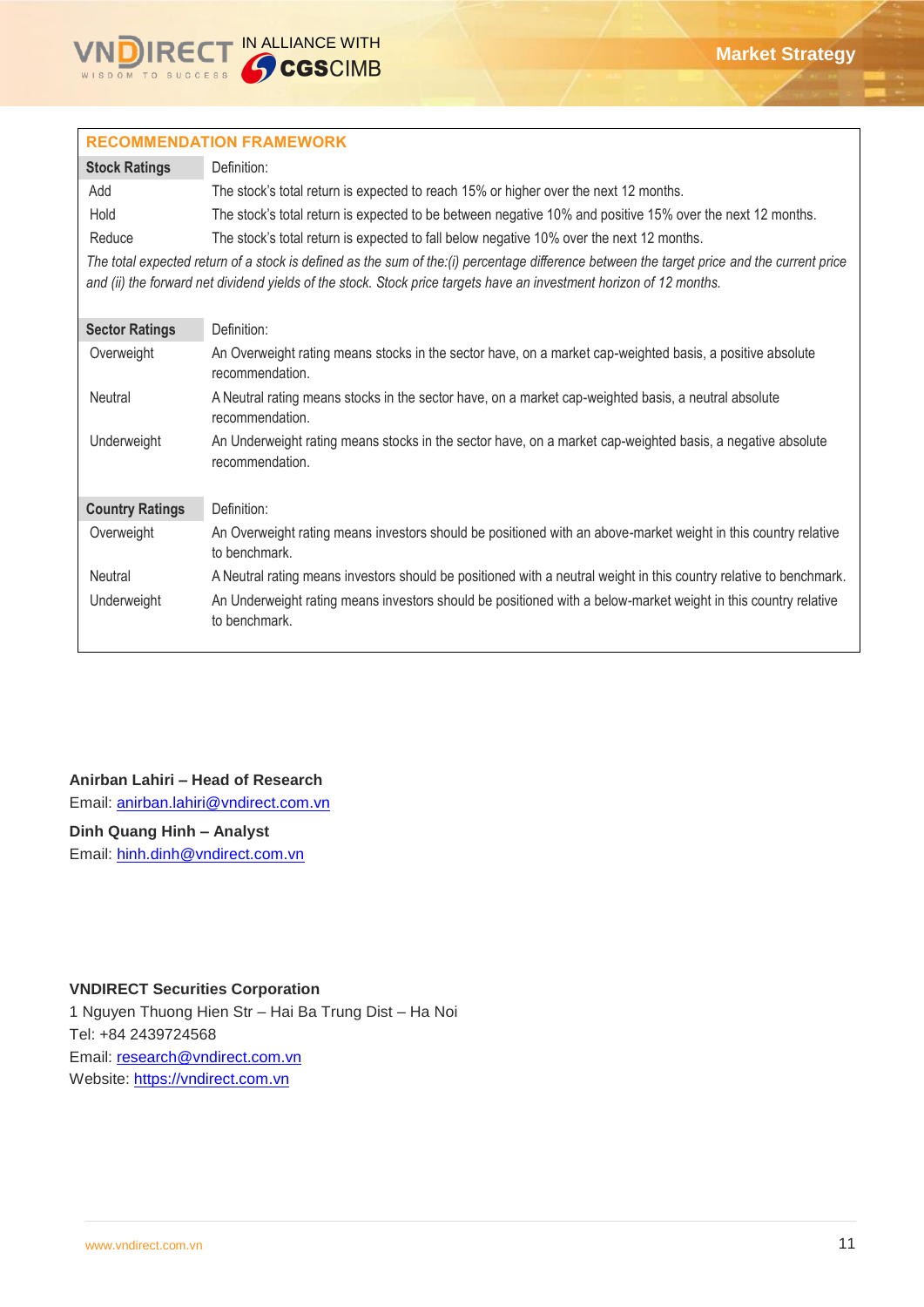## RECOMMENDATION FRAMEWORK

| Stock Ratings | Definition: |
| --- | --- |
| Add | The stock's total return is expected to reach 15% or higher over the next 12 months. |
| Hold | The stock's total return is expected to be between negative 10% and positive 15% over the next 12 months. |
| Reduce | The stock's total return is expected to fall below negative 10% over the next 12 months. |

*The total expected return of a stock is defined as the sum of the:(i) percentage difference between the target price and the current price and (ii) the forward net dividend yields of the stock. Stock price targets have an investment horizon of 12 months.*

| Sector Ratings | Definition: |
| --- | --- |
| Overweight | An Overweight rating means stocks in the sector have, on a market cap-weighted basis, a positive absolute recommendation. |
| Neutral | A Neutral rating means stocks in the sector have, on a market cap-weighted basis, a neutral absolute recommendation. |
| Underweight | An Underweight rating means stocks in the sector have, on a market cap-weighted basis, a negative absolute recommendation. |

| Country Ratings | Definition: |
| --- | --- |
| Overweight | An Overweight rating means investors should be positioned with an above-market weight in this country relative to benchmark. |
| Neutral | A Neutral rating means investors should be positioned with a neutral weight in this country relative to benchmark. |
| Underweight | An Underweight rating means investors should be positioned with a below-market weight in this country relative to benchmark. |

**Anirban Lahiri – Head of Research**
Email: anirban.lahiri@vndirect.com.vn

**Dinh Quang Hinh – Analyst**
Email: hinh.dinh@vndirect.com.vn

**VNDIRECT Securities Corporation**
1 Nguyen Thuong Hien Str – Hai Ba Trung Dist – Ha Noi
Tel: +84 2439724568
Email: research@vndirect.com.vn
Website: https://vndirect.com.vn